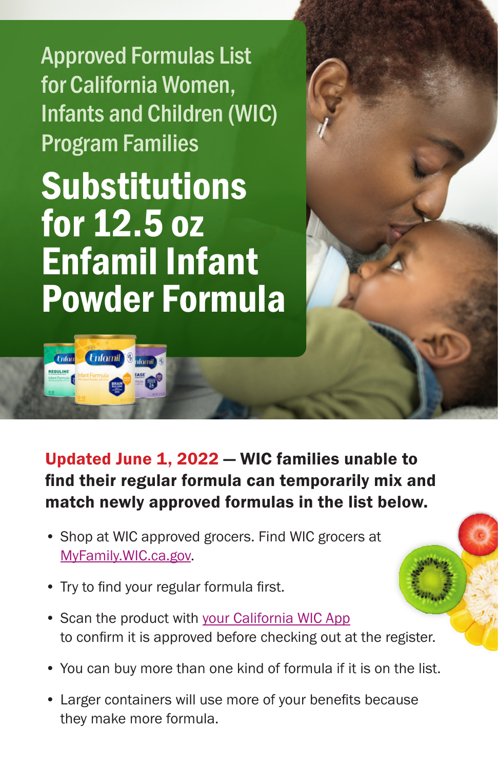Approved Formulas List for California Women, Infants and Children (WIC) Program Families

# Substitutions for 12.5 oz Enfamil Infant Powder Formula

**Updated June 1, 2022 — WIC families unable to find their regular formula can temporarily mix and match newly approved formulas in the list below.**

- Shop at WIC approved grocers. Find WIC grocers at MyFamily.WIC.ca.gov.
- Try to find your regular formula first.
- Scan the product with your California WIC App to confirm it is approved before checking out at the register.
- You can buy more than one kind of formula if it is on the list.
- Larger containers will use more of your benefits because they make more formula.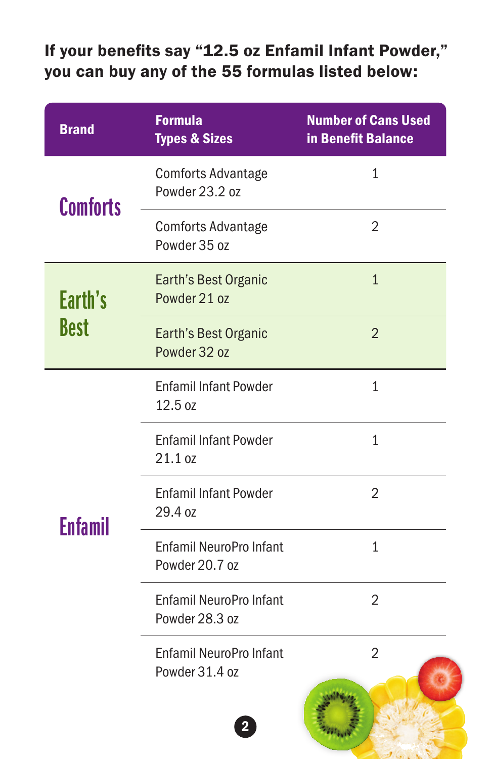**If your benefits say "12.5 oz Enfamil Infant Powder," you can buy any of the 55 formulas listed below:**

| Brand | Formula Types & Sizes | Number of Cans Used in Benefit Balance |
|---|---|---|
| Comforts | Comforts Advantage Powder 23.2 oz | 1 |
| | Comforts Advantage Powder 35 oz | 2 |
| Earth's Best | Earth's Best Organic Powder 21 oz | 1 |
| | Earth's Best Organic Powder 32 oz | 2 |
| Enfamil | Enfamil Infant Powder 12.5 oz | 1 |
| | Enfamil Infant Powder 21.1 oz | 1 |
| | Enfamil Infant Powder 29.4 oz | 2 |
| | Enfamil NeuroPro Infant Powder 20.7 oz | 1 |
| | Enfamil NeuroPro Infant Powder 28.3 oz | 2 |
| | Enfamil NeuroPro Infant Powder 31.4 oz | 2 |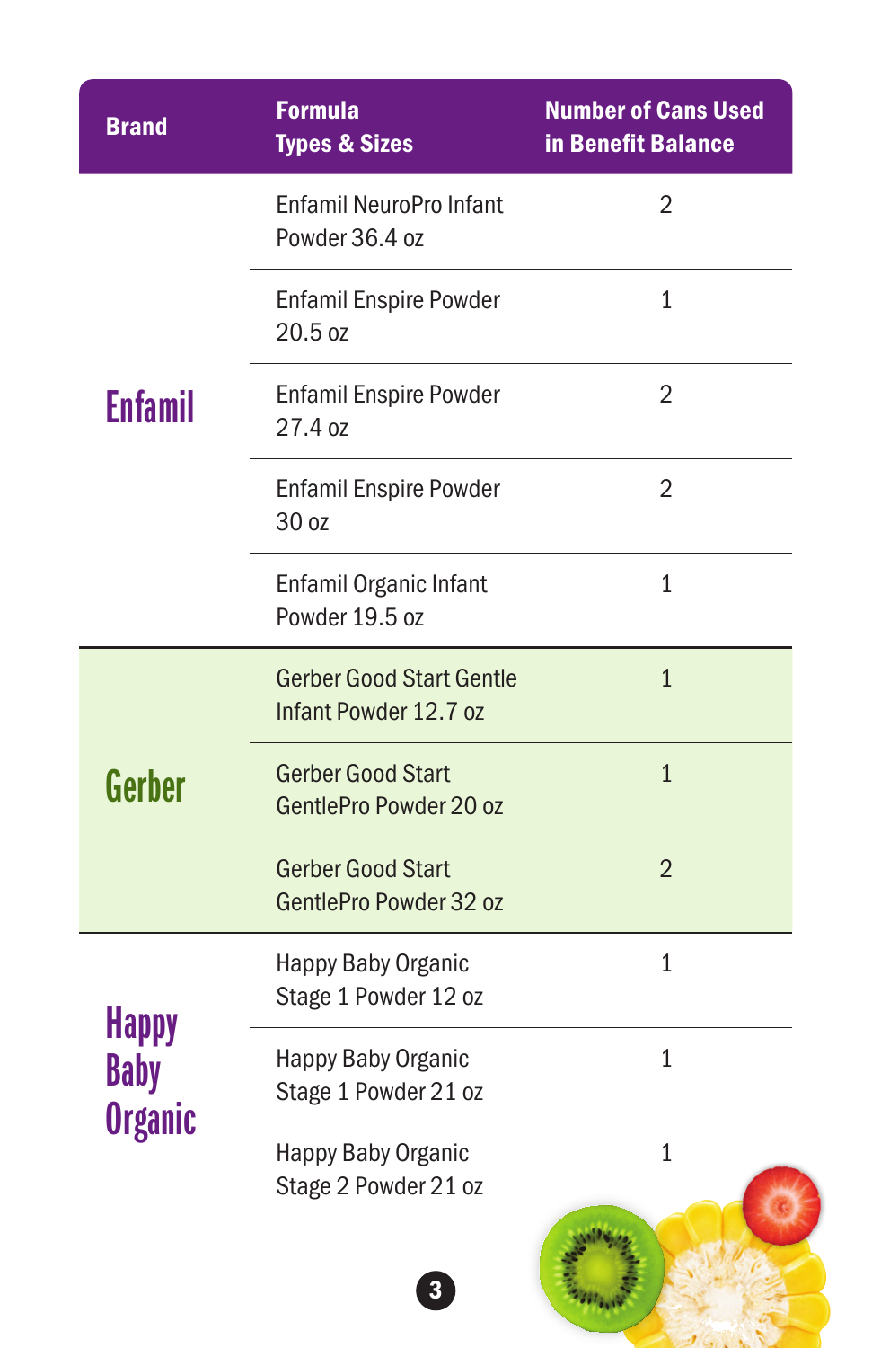| Brand | Formula Types & Sizes | Number of Cans Used in Benefit Balance |
|---|---|---|
| Enfamil | Enfamil NeuroPro Infant Powder 36.4 oz | 2 |
| | Enfamil Enspire Powder 20.5 oz | 1 |
| | Enfamil Enspire Powder 27.4 oz | 2 |
| | Enfamil Enspire Powder 30 oz | 2 |
| | Enfamil Organic Infant Powder 19.5 oz | 1 |
| Gerber | Gerber Good Start Gentle Infant Powder 12.7 oz | 1 |
| | Gerber Good Start GentlePro Powder 20 oz | 1 |
| | Gerber Good Start GentlePro Powder 32 oz | 2 |
| Happy Baby Organic | Happy Baby Organic Stage 1 Powder 12 oz | 1 |
| | Happy Baby Organic Stage 1 Powder 21 oz | 1 |
| | Happy Baby Organic Stage 2 Powder 21 oz | 1 |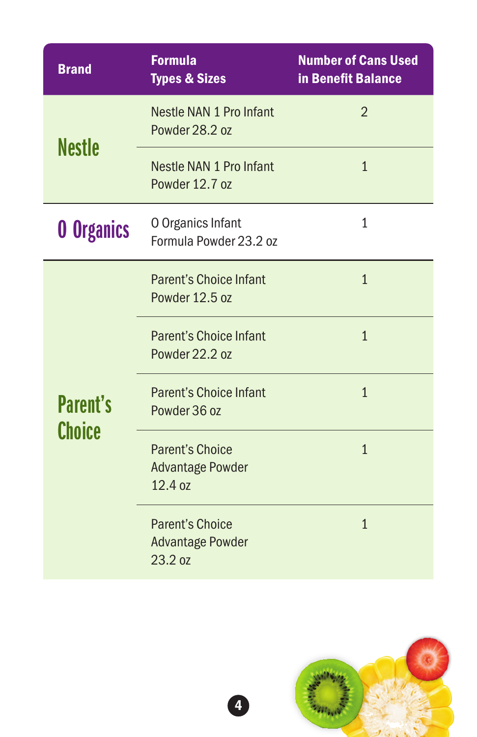| Brand | Formula Types & Sizes | Number of Cans Used in Benefit Balance |
|---|---|---|
| Nestle | Nestle NAN 1 Pro Infant Powder 28.2 oz | 2 |
| | Nestle NAN 1 Pro Infant Powder 12.7 oz | 1 |
| O Organics | O Organics Infant Formula Powder 23.2 oz | 1 |
| Parent's Choice | Parent's Choice Infant Powder 12.5 oz | 1 |
| | Parent's Choice Infant Powder 22.2 oz | 1 |
| | Parent's Choice Infant Powder 36 oz | 1 |
| | Parent's Choice Advantage Powder 12.4 oz | 1 |
| | Parent's Choice Advantage Powder 23.2 oz | 1 |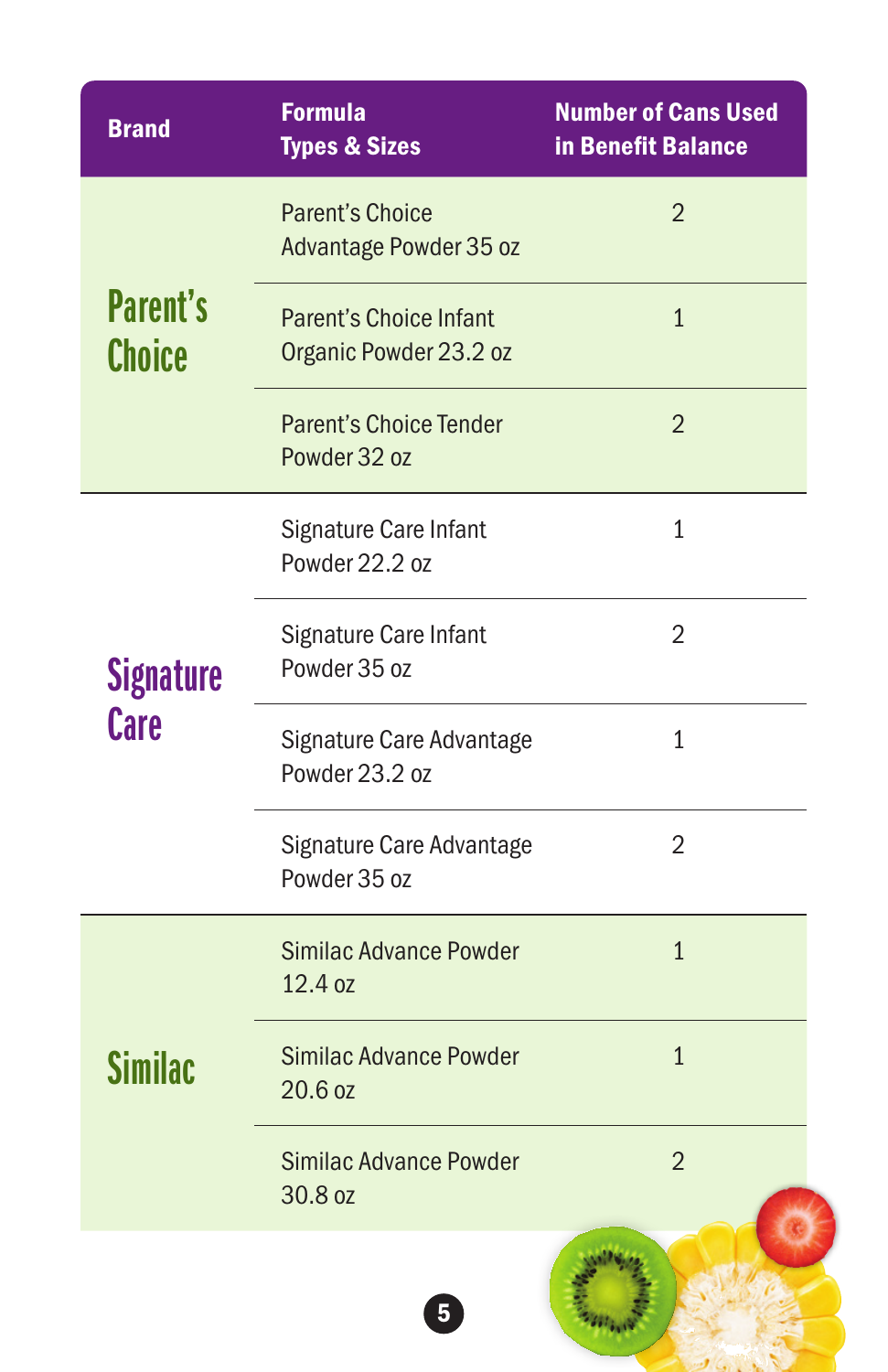| Brand | Formula Types & Sizes | Number of Cans Used in Benefit Balance |
|---|---|---|
| Parent's Choice | Parent's Choice Advantage Powder 35 oz | 2 |
| | Parent's Choice Infant Organic Powder 23.2 oz | 1 |
| | Parent's Choice Tender Powder 32 oz | 2 |
| Signature Care | Signature Care Infant Powder 22.2 oz | 1 |
| | Signature Care Infant Powder 35 oz | 2 |
| | Signature Care Advantage Powder 23.2 oz | 1 |
| | Signature Care Advantage Powder 35 oz | 2 |
| Similac | Similac Advance Powder 12.4 oz | 1 |
| | Similac Advance Powder 20.6 oz | 1 |
| | Similac Advance Powder 30.8 oz | 2 |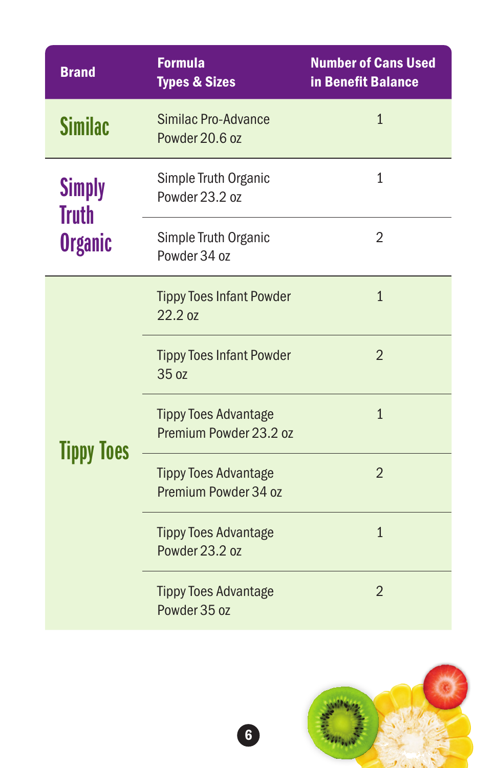| Brand | Formula Types & Sizes | Number of Cans Used in Benefit Balance |
|---|---|---|
| Similac | Similac Pro-Advance Powder 20.6 oz | 1 |
| Simply Truth Organic | Simple Truth Organic Powder 23.2 oz | 1 |
| | Simple Truth Organic Powder 34 oz | 2 |
| Tippy Toes | Tippy Toes Infant Powder 22.2 oz | 1 |
| | Tippy Toes Infant Powder 35 oz | 2 |
| | Tippy Toes Advantage Premium Powder 23.2 oz | 1 |
| | Tippy Toes Advantage Premium Powder 34 oz | 2 |
| | Tippy Toes Advantage Powder 23.2 oz | 1 |
| | Tippy Toes Advantage Powder 35 oz | 2 |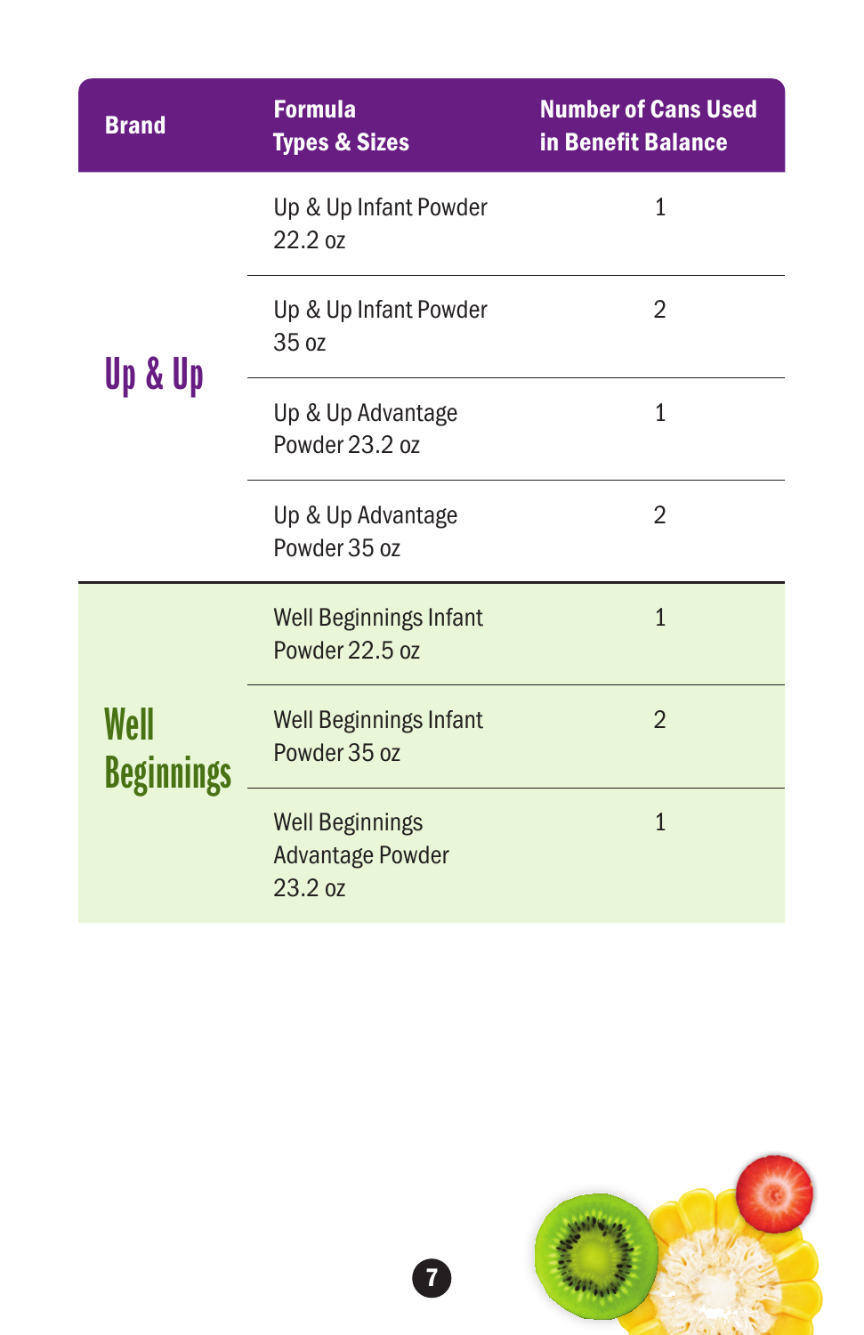| Brand | Formula Types & Sizes | Number of Cans Used in Benefit Balance |
|---|---|---|
| Up & Up | Up & Up Infant Powder 22.2 oz | 1 |
| | Up & Up Infant Powder 35 oz | 2 |
| | Up & Up Advantage Powder 23.2 oz | 1 |
| | Up & Up Advantage Powder 35 oz | 2 |
| Well Beginnings | Well Beginnings Infant Powder 22.5 oz | 1 |
| | Well Beginnings Infant Powder 35 oz | 2 |
| | Well Beginnings Advantage Powder 23.2 oz | 1 |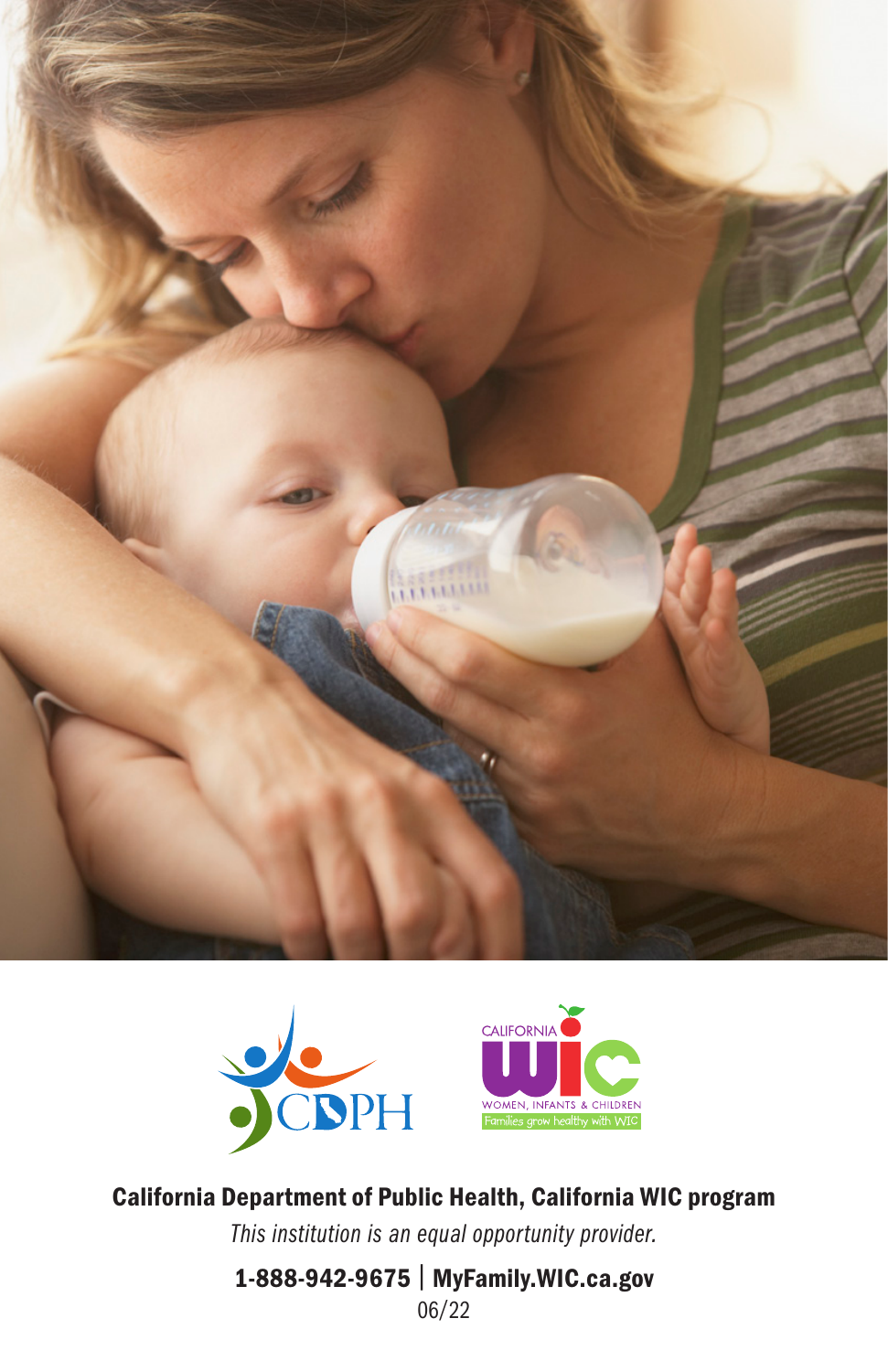**California Department of Public Health, California WIC program**

*This institution is an equal opportunity provider.*

**1-888-942-9675 | MyFamily.WIC.ca.gov**

06/22